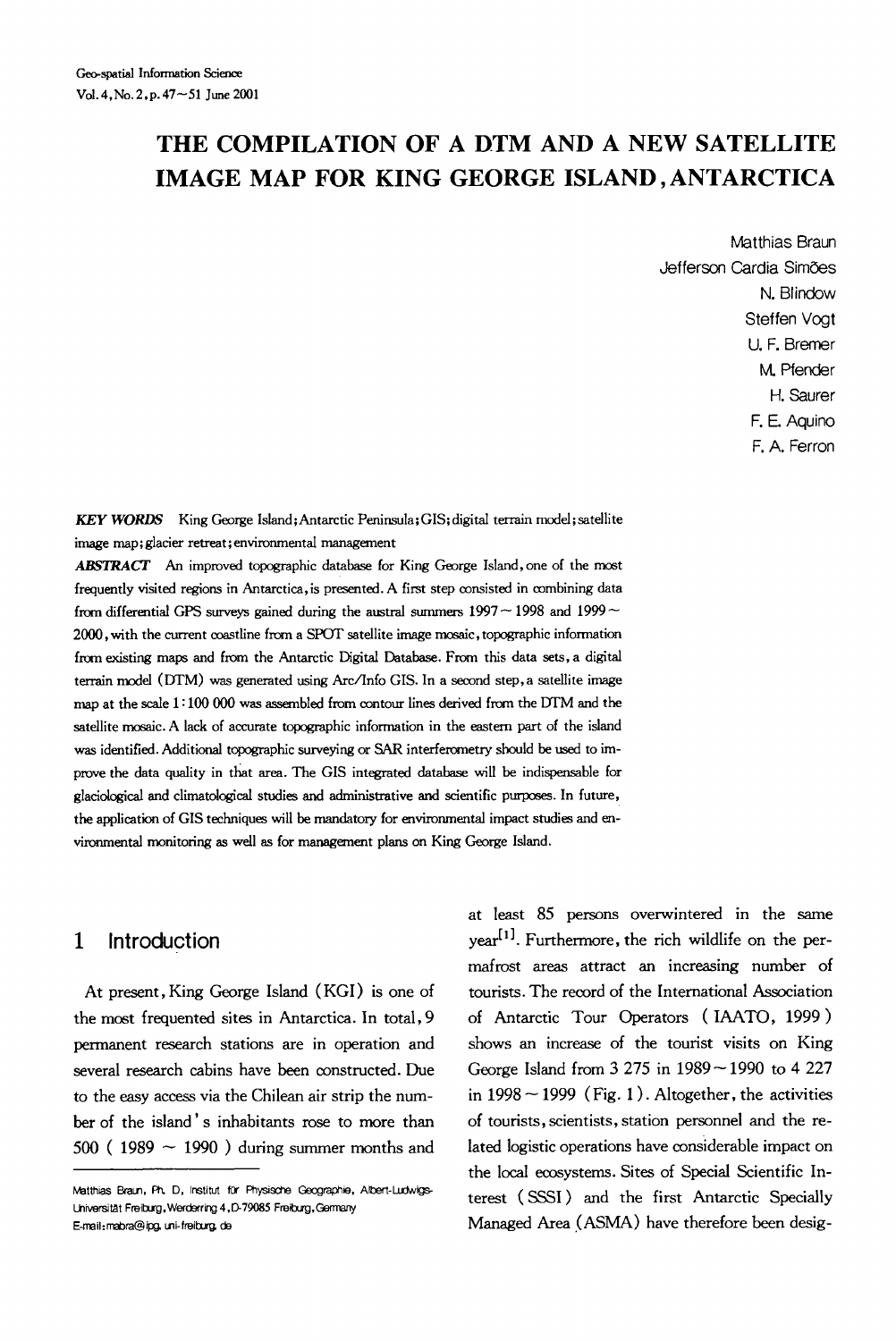# THE COMPILATION OF A DTM AND A NEW SATELLITE IMAGE MAP FOR KING GEORGE ISLAND, ANTARCTICA

Matthias Braun
Jefferson Cardia Simões
N. Blindow
Steffen Vogt
U. F. Bremer
M. Pfender
H. Saurer
F. E. Aquino
F. A. Ferron

***KEY WORDS*** King George Island; Antarctic Peninsula; GIS; digital terrain model; satellite image map; glacier retreat; environmental management

***ABSTRACT*** An improved topographic database for King George Island, one of the most frequently visited regions in Antarctica, is presented. A first step consisted in combining data from differential GPS surveys gained during the austral summers 1997 ~ 1998 and 1999 ~ 2000, with the current coastline from a SPOT satellite image mosaic, topographic information from existing maps and from the Antarctic Digital Database. From this data sets, a digital terrain model (DTM) was generated using Arc/Info GIS. In a second step, a satellite image map at the scale 1 : 100 000 was assembled from contour lines derived from the DTM and the satellite mosaic. A lack of accurate topographic information in the eastern part of the island was identified. Additional topographic surveying or SAR interferometry should be used to improve the data quality in that area. The GIS integrated database will be indispensable for glaciological and climatological studies and administrative and scientific purposes. In future, the application of GIS techniques will be mandatory for environmental impact studies and environmental monitoring as well as for management plans on King George Island.

## 1 Introduction

At present, King George Island (KGI) is one of the most frequented sites in Antarctica. In total, 9 permanent research stations are in operation and several research cabins have been constructed. Due to the easy access via the Chilean air strip the number of the island's inhabitants rose to more than 500 (1989 ~ 1990) during summer months and at least 85 persons overwintered in the same year[1]. Furthermore, the rich wildlife on the permafrost areas attract an increasing number of tourists. The record of the International Association of Antarctic Tour Operators (IAATO, 1999) shows an increase of the tourist visits on King George Island from 3 275 in 1989 ~ 1990 to 4 227 in 1998 ~ 1999 (Fig. 1). Altogether, the activities of tourists, scientists, station personnel and the related logistic operations have considerable impact on the local ecosystems. Sites of Special Scientific Interest (SSSI) and the first Antarctic Specially Managed Area (ASMA) have therefore been desig-

---

Matthias Braun, Ph. D, Institut für Physische Geographie, Albert-Ludwigs-Universität Freiburg, Werderring 4, D-79085 Freiburg, Germany
E-mail: mabra@ipg.uni-freiburg.de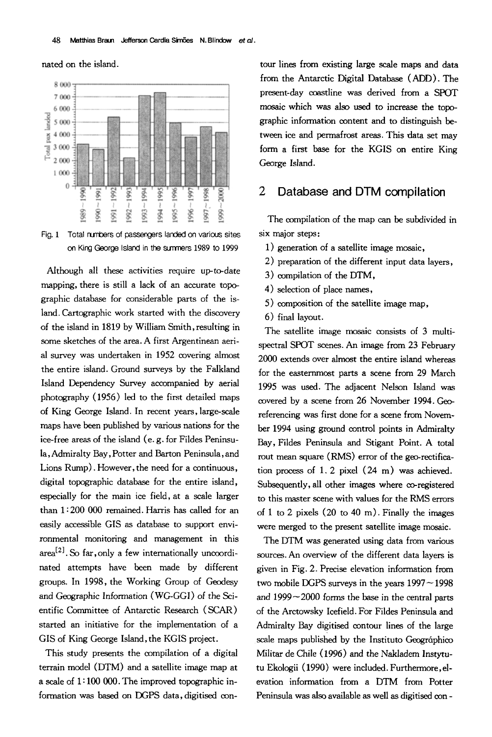nated on the island.

Fig. 1 Total numbers of passengers landed on various sites on King George Island in the summers 1989 to 1999

Although all these activities require up-to-date mapping, there is still a lack of an accurate topographic database for considerable parts of the island. Cartographic work started with the discovery of the island in 1819 by William Smith, resulting in some sketches of the area. A first Argentinean aerial survey was undertaken in 1952 covering almost the entire island. Ground surveys by the Falkland Island Dependency Survey accompanied by aerial photography (1956) led to the first detailed maps of King George Island. In recent years, large-scale maps have been published by various nations for the ice-free areas of the island (e.g. for Fildes Peninsula, Admiralty Bay, Potter and Barton Peninsula, and Lions Rump). However, the need for a continuous, digital topographic database for the entire island, especially for the main ice field, at a scale larger than 1:200 000 remained. Harris has called for an easily accessible GIS as database to support environmental monitoring and management in this area[2]. So far, only a few internationally uncoordinated attempts have been made by different groups. In 1998, the Working Group of Geodesy and Geographic Information (WG-GGI) of the Scientific Committee of Antarctic Research (SCAR) started an initiative for the implementation of a GIS of King George Island, the KGIS project.

This study presents the compilation of a digital terrain model (DTM) and a satellite image map at a scale of 1:100 000. The improved topographic information was based on DGPS data, digitised contour lines from existing large scale maps and data from the Antarctic Digital Database (ADD). The present-day coastline was derived from a SPOT mosaic which was also used to increase the topographic information content and to distinguish between ice and permafrost areas. This data set may form a first base for the KGIS on entire King George Island.

## 2 Database and DTM compilation

The compilation of the map can be subdivided in six major steps:

1) generation of a satellite image mosaic,
2) preparation of the different input data layers,
3) compilation of the DTM,
4) selection of place names,
5) composition of the satellite image map,
6) final layout.

The satellite image mosaic consists of 3 multi-spectral SPOT scenes. An image from 23 February 2000 extends over almost the entire island whereas for the easternmost parts a scene from 29 March 1995 was used. The adjacent Nelson Island was covered by a scene from 26 November 1994. Geo-referencing was first done for a scene from November 1994 using ground control points in Admiralty Bay, Fildes Peninsula and Stigant Point. A total rout mean square (RMS) error of the geo-rectification process of 1.2 pixel (24 m) was achieved. Subsequently, all other images where co-registered to this master scene with values for the RMS errors of 1 to 2 pixels (20 to 40 m). Finally the images were merged to the present satellite image mosaic.

The DTM was generated using data from various sources. An overview of the different data layers is given in Fig. 2. Precise elevation information from two mobile DGPS surveys in the years 1997~1998 and 1999~2000 forms the base in the central parts of the Arctowsky Icefield. For Fildes Peninsula and Admiralty Bay digitised contour lines of the large scale maps published by the Instituto Geográphico Militar de Chile (1996) and the Nakladem Instytutu Ekologii (1990) were included. Furthermore, elevation information from a DTM from Potter Peninsula was also available as well as digitised con-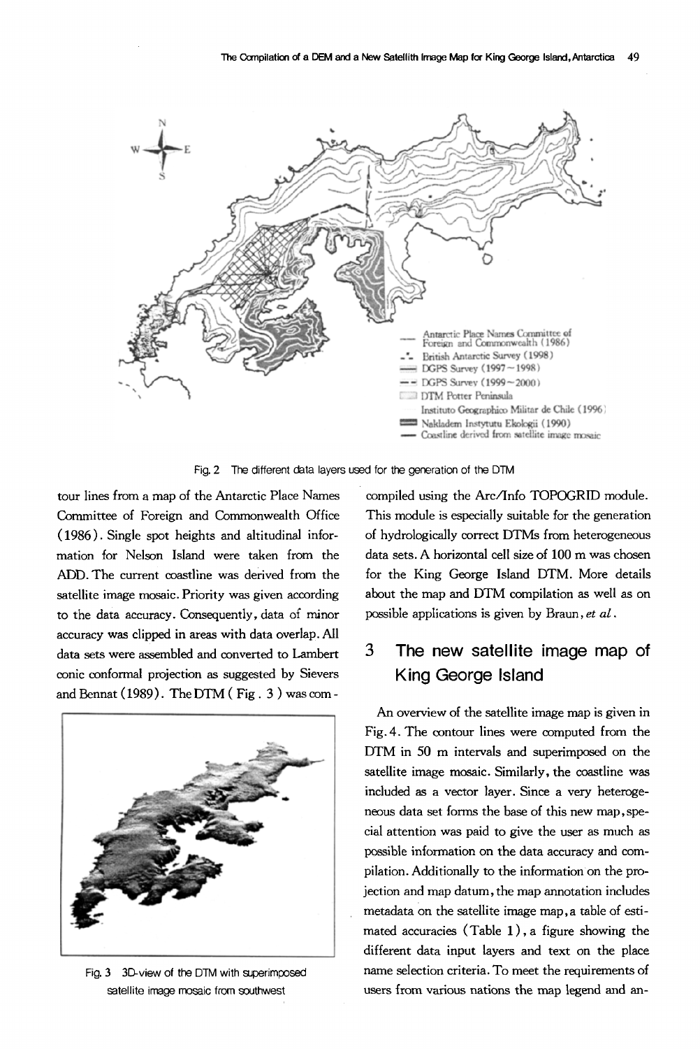Fig. 2 The different data layers used for the generation of the DTM

tour lines from a map of the Antarctic Place Names Committee of Foreign and Commonwealth Office (1986). Single spot heights and altitudinal information for Nelson Island were taken from the ADD. The current coastline was derived from the satellite image mosaic. Priority was given according to the data accuracy. Consequently, data of minor accuracy was clipped in areas with data overlap. All data sets were assembled and converted to Lambert conic conformal projection as suggested by Sievers and Bennat (1989). The DTM (Fig. 3) was compiled using the Arc/Info TOPOGRID module. This module is especially suitable for the generation of hydrologically correct DTMs from heterogeneous data sets. A horizontal cell size of 100 m was chosen for the King George Island DTM. More details about the map and DTM compilation as well as on possible applications is given by Braun, *et al*.

Fig. 3 3D-view of the DTM with superimposed satellite image mosaic from southwest

## 3 The new satellite image map of King George Island

An overview of the satellite image map is given in Fig. 4. The contour lines were computed from the DTM in 50 m intervals and superimposed on the satellite image mosaic. Similarly, the coastline was included as a vector layer. Since a very heterogeneous data set forms the base of this new map, special attention was paid to give the user as much as possible information on the data accuracy and compilation. Additionally to the information on the projection and map datum, the map annotation includes metadata on the satellite image map, a table of estimated accuracies (Table 1), a figure showing the different data input layers and text on the place name selection criteria. To meet the requirements of users from various nations the map legend and an-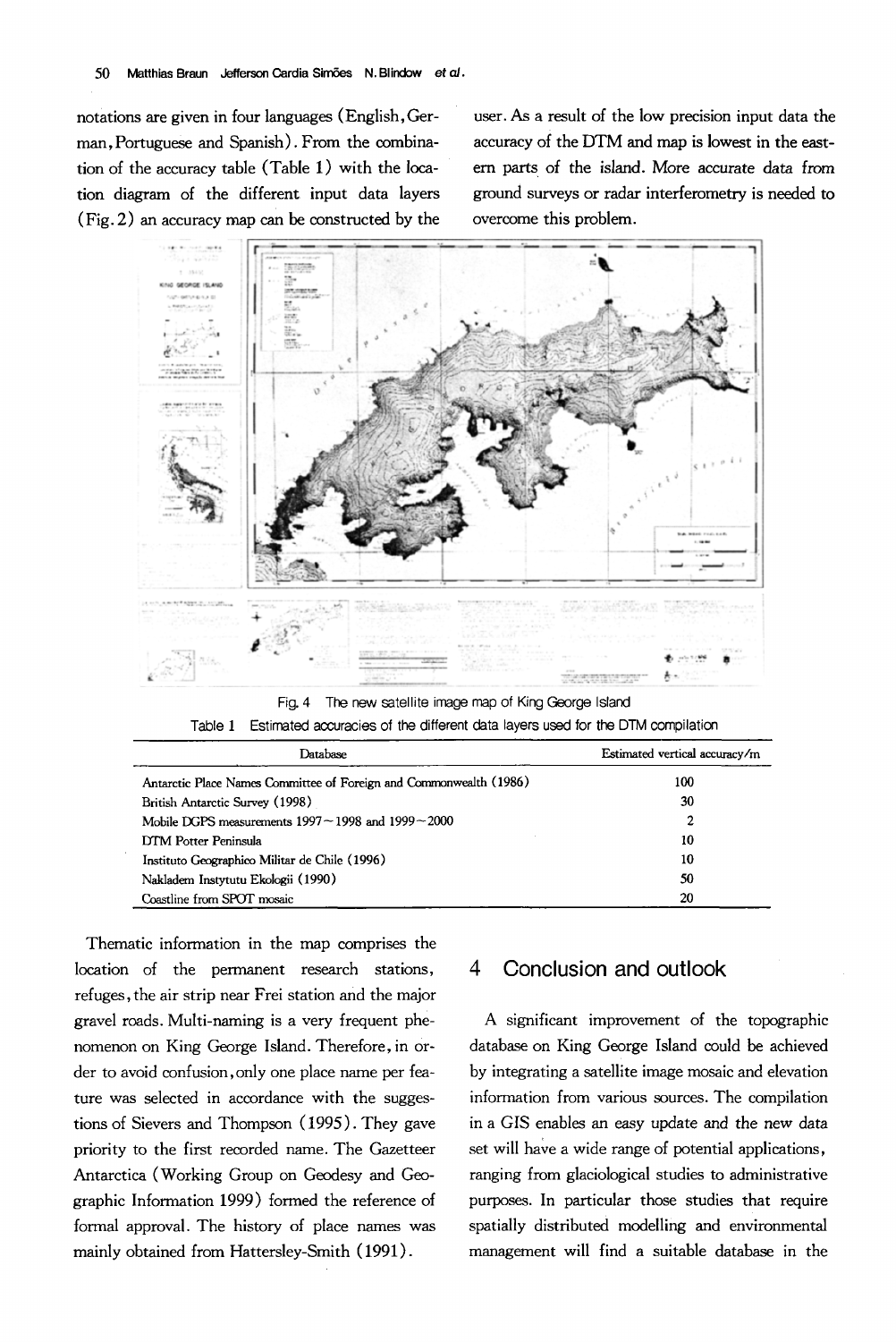notations are given in four languages (English, German, Portuguese and Spanish). From the combination of the accuracy table (Table 1) with the location diagram of the different input data layers (Fig. 2) an accuracy map can be constructed by the user. As a result of the low precision input data the accuracy of the DTM and map is lowest in the eastern parts of the island. More accurate data from ground surveys or radar interferometry is needed to overcome this problem.

Fig. 4 The new satellite image map of King George Island

Table 1 Estimated accuracies of the different data layers used for the DTM compilation

| Database | Estimated vertical accuracy/m |
|---|---|
| Antarctic Place Names Committee of Foreign and Commonwealth (1986) | 100 |
| British Antarctic Survey (1998) | 30 |
| Mobile DGPS measurements 1997 ~ 1998 and 1999 ~ 2000 | 2 |
| DTM Potter Peninsula | 10 |
| Instituto Geographico Militar de Chile (1996) | 10 |
| Nakladem Instytutu Ekologii (1990) | 50 |
| Coastline from SPOT mosaic | 20 |

Thematic information in the map comprises the location of the permanent research stations, refuges, the air strip near Frei station and the major gravel roads. Multi-naming is a very frequent phenomenon on King George Island. Therefore, in order to avoid confusion, only one place name per feature was selected in accordance with the suggestions of Sievers and Thompson (1995). They gave priority to the first recorded name. The Gazetteer Antarctica (Working Group on Geodesy and Geographic Information 1999) formed the reference of formal approval. The history of place names was mainly obtained from Hattersley-Smith (1991).

## 4 Conclusion and outlook

A significant improvement of the topographic database on King George Island could be achieved by integrating a satellite image mosaic and elevation information from various sources. The compilation in a GIS enables an easy update and the new data set will have a wide range of potential applications, ranging from glaciological studies to administrative purposes. In particular those studies that require spatially distributed modelling and environmental management will find a suitable database in the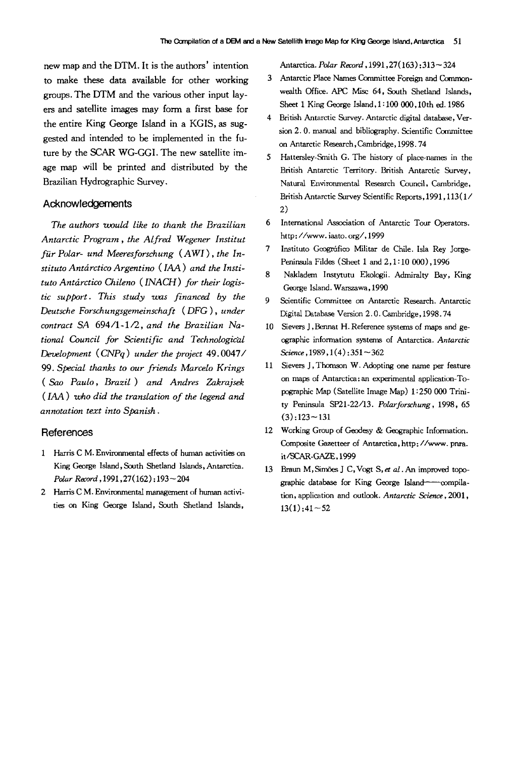new map and the DTM. It is the authors' intention to make these data available for other working groups. The DTM and the various other input layers and satellite images may form a first base for the entire King George Island in a KGIS, as suggested and intended to be implemented in the future by the SCAR WG-GGI. The new satellite image map will be printed and distributed by the Brazilian Hydrographic Survey.

## Acknowledgements

*The authors would like to thank the Brazilian Antarctic Program, the Alfred Wegener Institut für Polar- und Meeresforschung (AWI), the Instituto Antárctico Argentino (IAA) and the Instituto Antárctico Chileno (INACH) for their logistic support. This study was financed by the Deutsche Forschungsgemeinschaft (DFG), under contract SA* 694/1-1/2, *and the Brazilian National Council for Scientific and Technological Development (CNPq) under the project* 49.0047/99. *Special thanks to our friends Marcelo Krings (Sao Paulo, Brazil) and Andres Zakrajsek (IAA) who did the translation of the legend and annotation text into Spanish.*

## References

1 Harris C M. Environmental effects of human activities on King George Island, South Shetland Islands, Antarctica. *Polar Record*, 1991, 27(162): 193~204

2 Harris C M. Environmental management of human activities on King George Island, South Shetland Islands, Antarctica. *Polar Record*, 1991, 27(163): 313~324

3 Antarctic Place Names Committee Foreign and Commonwealth Office. APC Misc 64, South Shetland Islands, Sheet 1 King George Island, 1: 100 000, 10th ed. 1986

4 British Antarctic Survey. Antarctic digital database, Version 2.0. manual and bibliography. Scientific Committee on Antarctic Research, Cambridge, 1998. 74

5 Hattersley-Smith G. The history of place-names in the British Antarctic Territory. British Antarctic Survey, Natural Environmental Research Council, Cambridge, British Antarctic Survey Scientific Reports, 1991, 113(1/2)

6 International Association of Antarctic Tour Operators. http://www.iaato.org/, 1999

7 Instituto Geográfico Militar de Chile. Isla Rey Jorge-Peninsula Fildes (Sheet 1 and 2, 1: 10 000), 1996

8 Nakladem Instytutu Ekologii. Admiralty Bay, King George Island. Warszawa, 1990

9 Scientific Committee on Antarctic Research. Antarctic Digital Database Version 2.0. Cambridge, 1998. 74

10 Sievers J, Bennat H. Reference systems of maps and geographic information systems of Antarctica. *Antarctic Science*, 1989, 1(4): 351~362

11 Sievers J, Thomson W. Adopting one name per feature on maps of Antarctica: an experimental application-Topographic Map (Satellite Image Map) 1: 250 000 Trinity Peninsula SP21-22/13. *Polarforschung*, 1998, 65(3): 123~131

12 Working Group of Geodesy & Geographic Information. Composite Gazetteer of Antarctica, http://www.pnra.it/SCAR-GAZE, 1999

13 Braun M, Simões J C, Vogt S, *et al*. An improved topographic database for King George Island——compilation, application and outlook. *Antarctic Science*, 2001, 13(1): 41~52